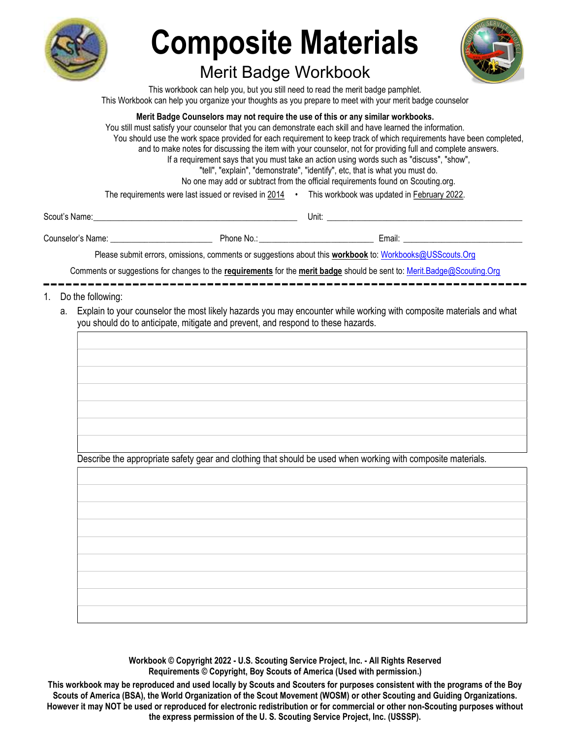# Composite Materials

## Merit Badge Workbook

This workbook can help you, but you still need to read the merit badge pamphlet.

This Workbook can help you organize your thoughts as you prepare to meet with your merit badge counselor

**Merit Badge Counselors may not require the use of this or any similar workbooks.**

You still must satisfy your counselor that you can demonstrate each skill and have learned the information.

You should use the work space provided for each requirement to keep track of which requirements have been completed, and to make notes for discussing the item with your counselor, not for providing full and complete answers.

If a requirement says that you must take an action using words such as "discuss", "show", "tell", "explain", "demonstrate", "identify", etc, that is what you must do.

No one may add or subtract from the official requirements found on Scouting.org.

The requirements were last issued or revised in 2014 • This workbook was updated in February 2022.

Scout's Name:________________________________ Unit: ________________________________

Counselor's Name: ____________________ Phone No.:______________________ Email: ______________________

Please submit errors, omissions, comments or suggestions about this **workbook** to: Workbooks@USScouts.Org

Comments or suggestions for changes to the **requirements** for the **merit badge** should be sent to: Merit.Badge@Scouting.Org

---

1. Do the following:
   a. Explain to your counselor the most likely hazards you may encounter while working with composite materials and what you should do to anticipate, mitigate and prevent, and respond to these hazards.

   Describe the appropriate safety gear and clothing that should be used when working with composite materials.

**Workbook © Copyright 2022 - U.S. Scouting Service Project, Inc. - All Rights Reserved**
**Requirements © Copyright, Boy Scouts of America (Used with permission.)**

**This workbook may be reproduced and used locally by Scouts and Scouters for purposes consistent with the programs of the Boy Scouts of America (BSA), the World Organization of the Scout Movement (WOSM) or other Scouting and Guiding Organizations. However it may NOT be used or reproduced for electronic redistribution or for commercial or other non-Scouting purposes without the express permission of the U. S. Scouting Service Project, Inc. (USSSP).**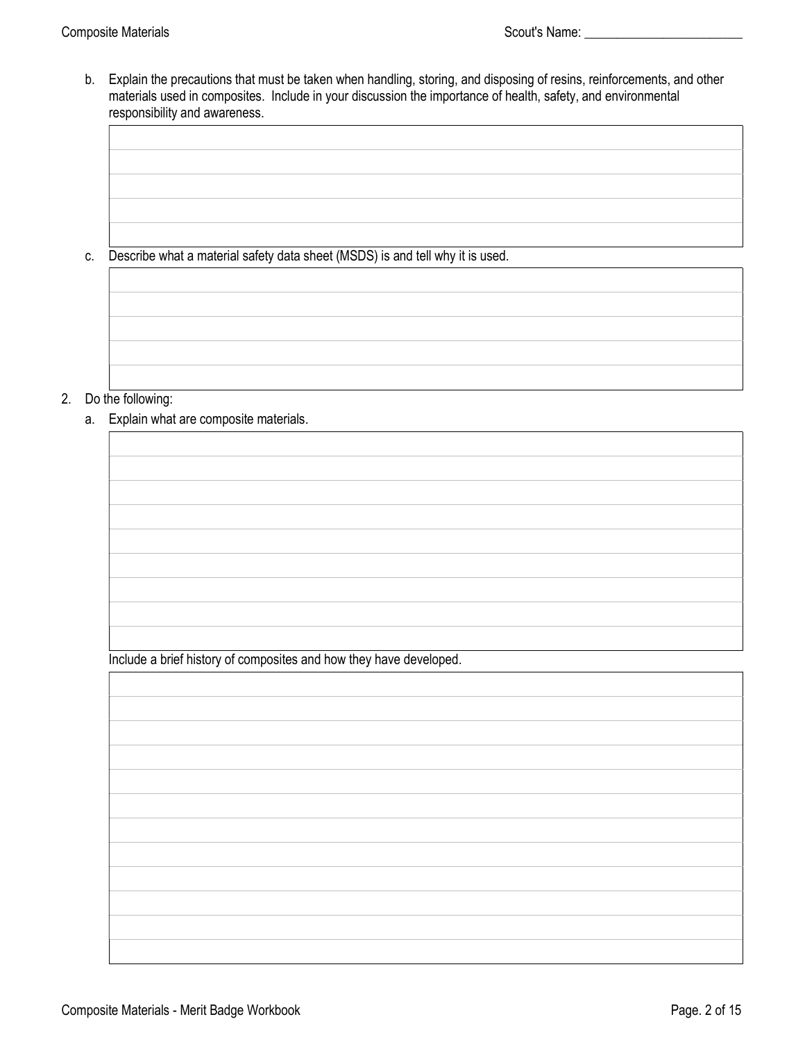b. Explain the precautions that must be taken when handling, storing, and disposing of resins, reinforcements, and other materials used in composites. Include in your discussion the importance of health, safety, and environmental responsibility and awareness.

c. Describe what a material safety data sheet (MSDS) is and tell why it is used.

2. Do the following:

   a. Explain what are composite materials.

   Include a brief history of composites and how they have developed.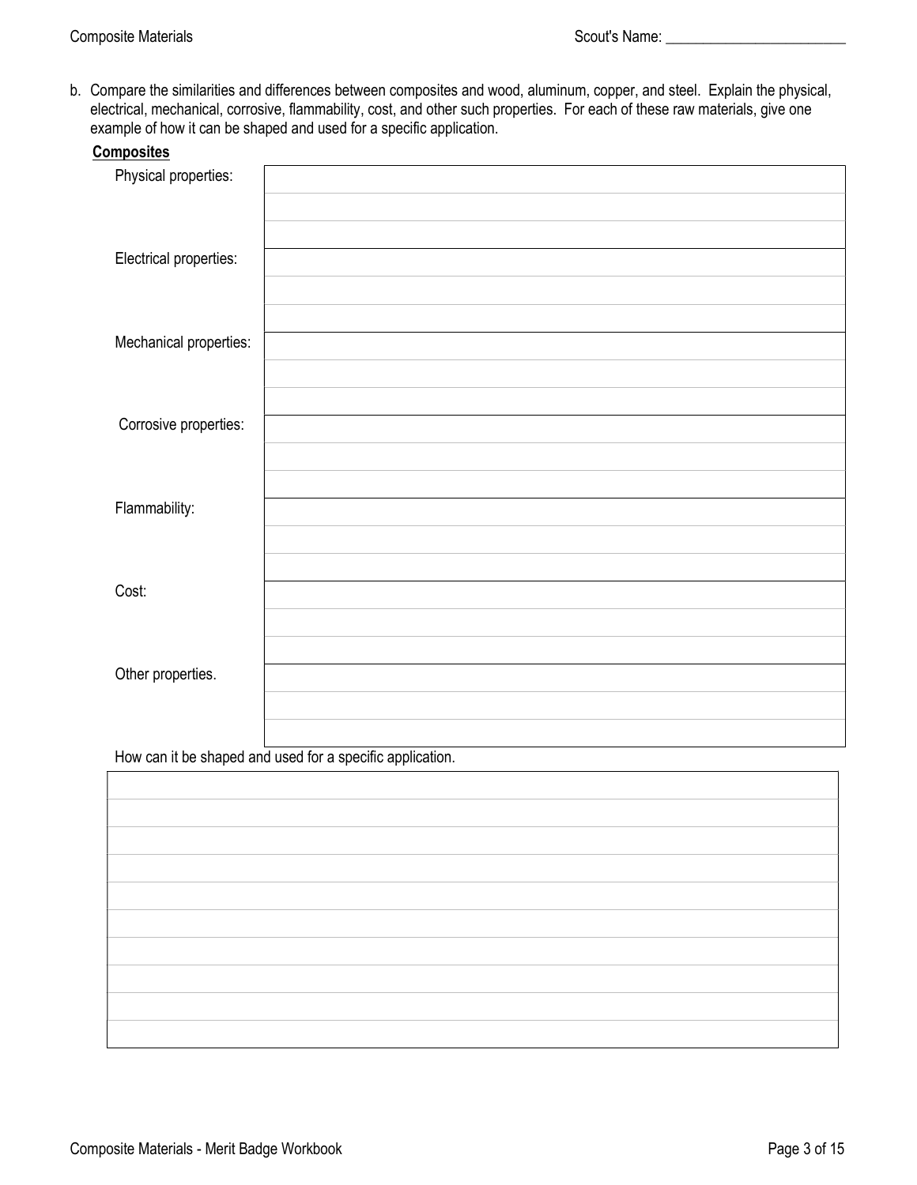b. Compare the similarities and differences between composites and wood, aluminum, copper, and steel. Explain the physical, electrical, mechanical, corrosive, flammability, cost, and other such properties. For each of these raw materials, give one example of how it can be shaped and used for a specific application.

**Composites**

| | |
|---|---|
| Physical properties: | |
| | |
| | |
| Electrical properties: | |
| | |
| | |
| Mechanical properties: | |
| | |
| | |
| Corrosive properties: | |
| | |
| | |
| Flammability: | |
| | |
| | |
| Cost: | |
| | |
| | |
| Other properties. | |
| | |
| | |

How can it be shaped and used for a specific application.

| |
|---|
| |
| |
| |
| |
| |
| |
| |
| |
| |
| |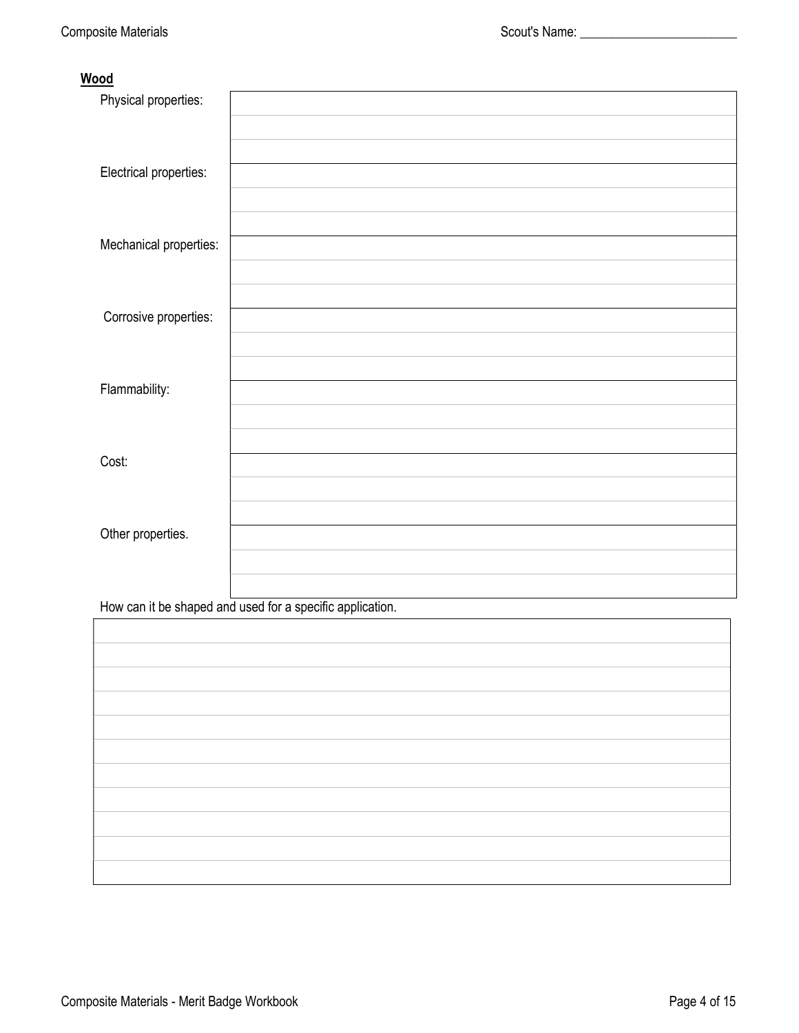**Wood**

| | |
|---|---|
| Physical properties: | |
| | |
| | |
| Electrical properties: | |
| | |
| | |
| Mechanical properties: | |
| | |
| | |
| Corrosive properties: | |
| | |
| | |
| Flammability: | |
| | |
| | |
| Cost: | |
| | |
| | |
| Other properties. | |
| | |
| | |

How can it be shaped and used for a specific application.

| |
|---|
| |
| |
| |
| |
| |
| |
| |
| |
| |
| |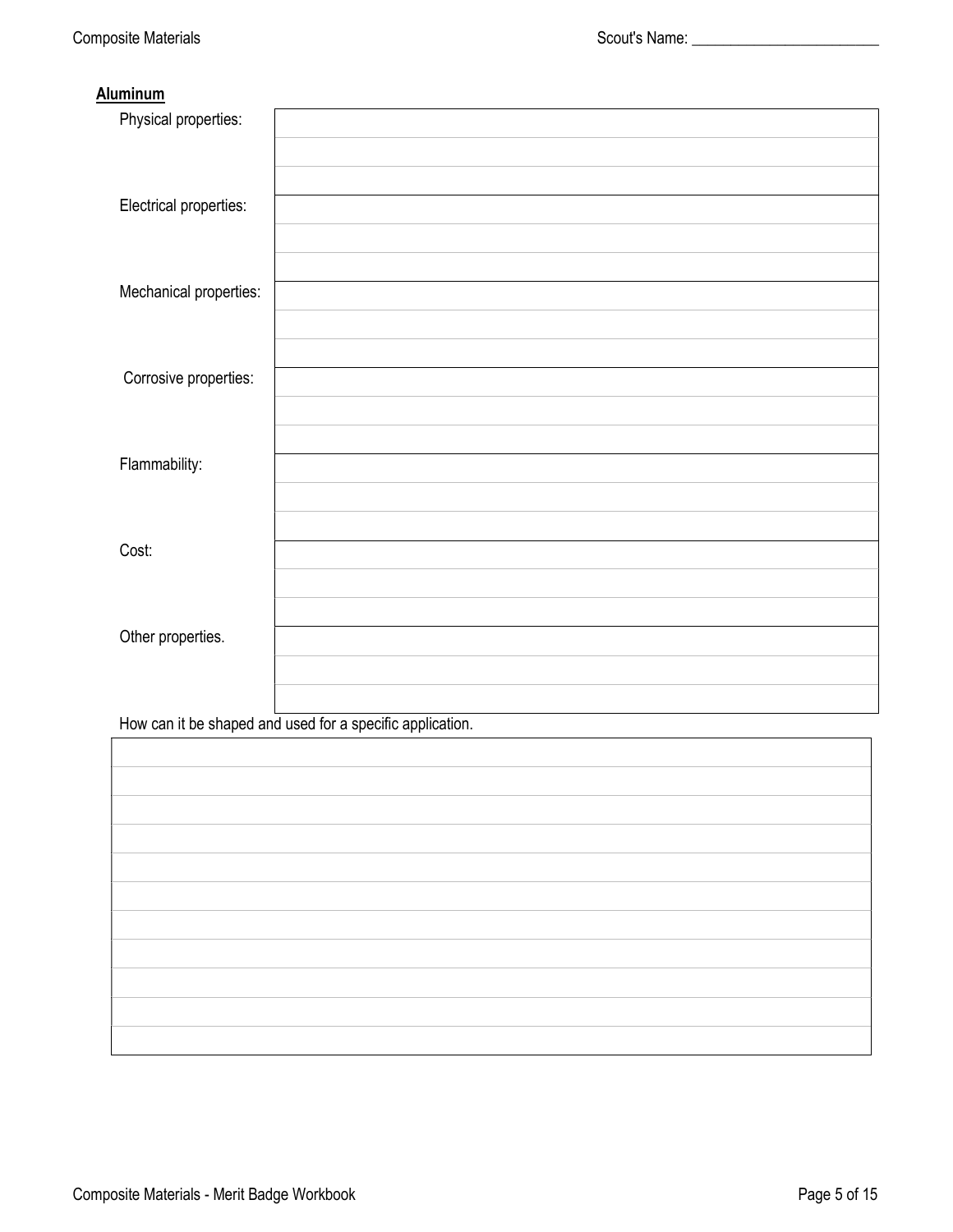**Aluminum**

| | |
|---|---|
| Physical properties: | |
| | |
| | |
| Electrical properties: | |
| | |
| | |
| Mechanical properties: | |
| | |
| | |
| Corrosive properties: | |
| | |
| | |
| Flammability: | |
| | |
| | |
| Cost: | |
| | |
| | |
| Other properties. | |
| | |
| | |

How can it be shaped and used for a specific application.

| |
|---|
| |
| |
| |
| |
| |
| |
| |
| |
| |
| |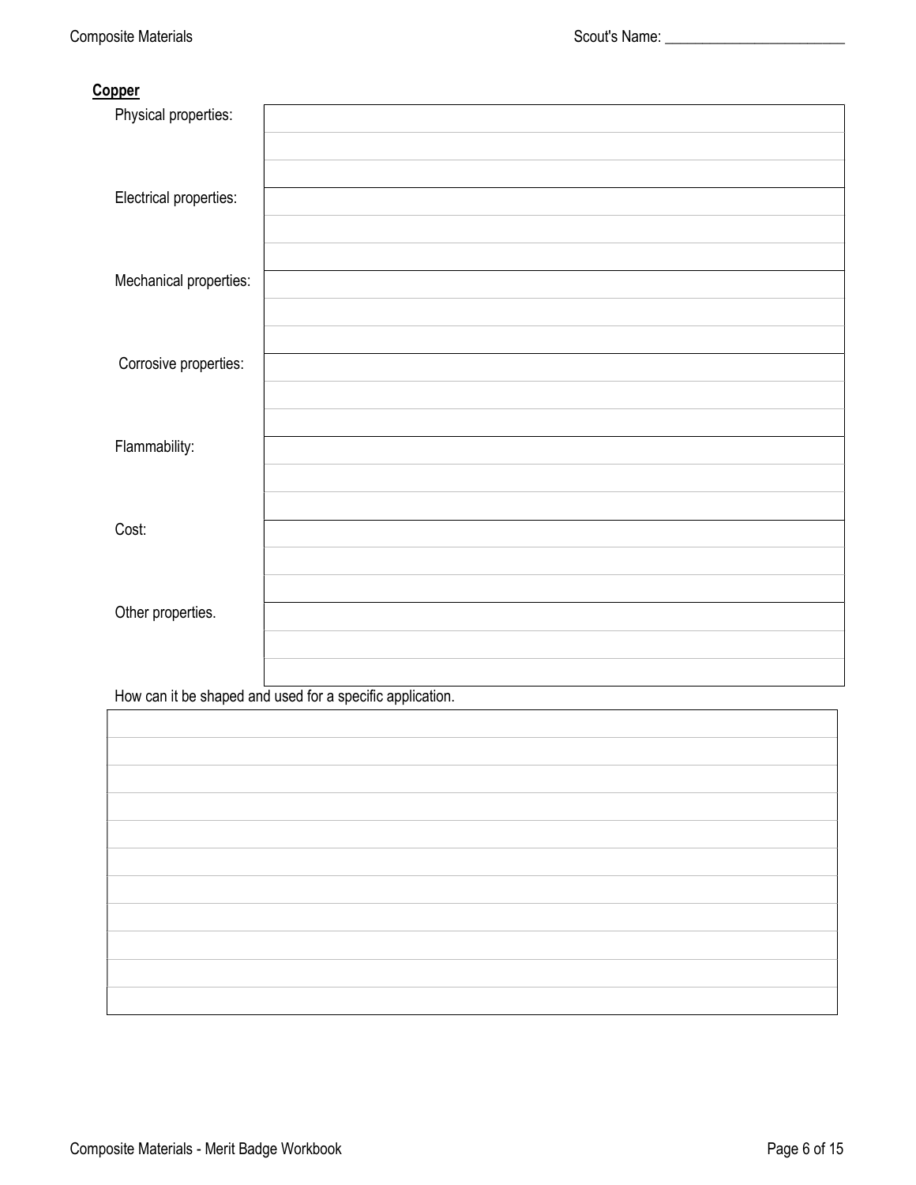**Copper**

| | |
|---|---|
| Physical properties: | |
| Electrical properties: | |
| Mechanical properties: | |
| Corrosive properties: | |
| Flammability: | |
| Cost: | |
| Other properties. | |

How can it be shaped and used for a specific application.

| |
|---|
| |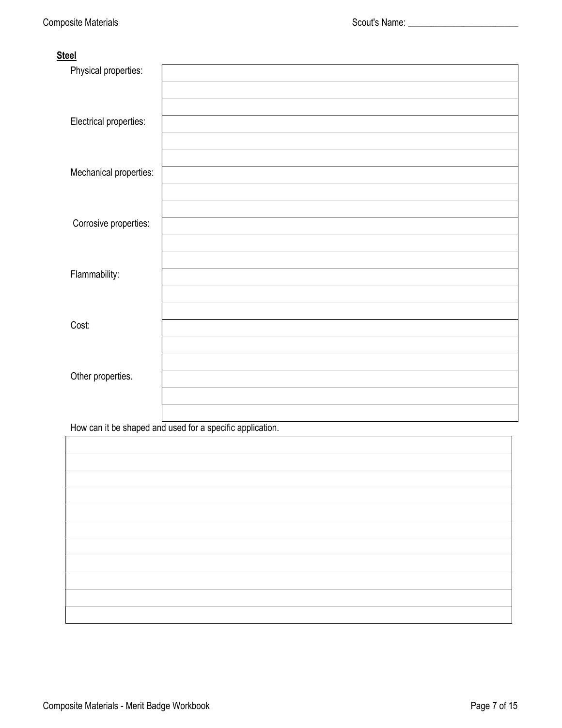**Steel**

| | |
|---|---|
| Physical properties: | |
| | |
| | |
| Electrical properties: | |
| | |
| | |
| Mechanical properties: | |
| | |
| | |
| Corrosive properties: | |
| | |
| | |
| Flammability: | |
| | |
| | |
| Cost: | |
| | |
| | |
| Other properties. | |
| | |
| | |

How can it be shaped and used for a specific application.

| |
|---|
| |
| |
| |
| |
| |
| |
| |
| |
| |
| |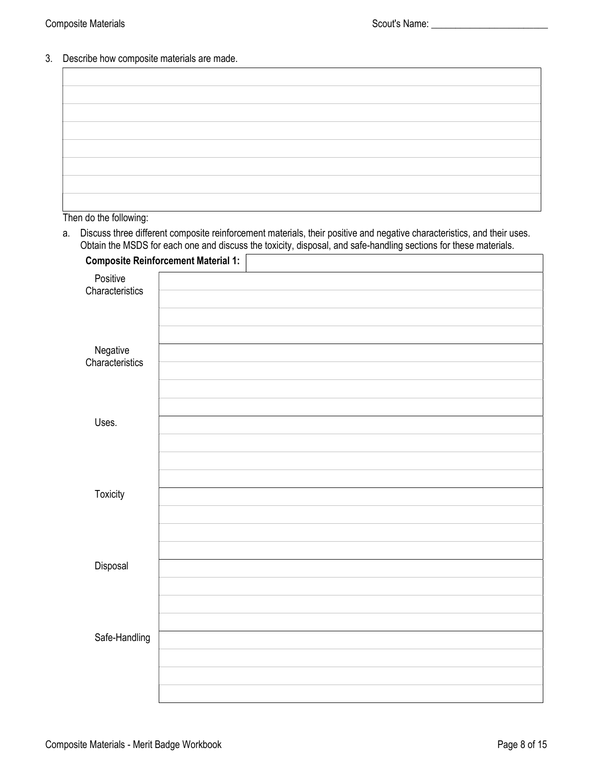3. Describe how composite materials are made.

| |
|---|
| |
| |
| |
| |
| |
| |
| |
| |

Then do the following:

a. Discuss three different composite reinforcement materials, their positive and negative characteristics, and their uses. Obtain the MSDS for each one and discuss the toxicity, disposal, and safe-handling sections for these materials.

| **Composite Reinforcement Material 1:** | |
|---|---|
| Positive Characteristics | |
| Negative Characteristics | |
| Uses. | |
| Toxicity | |
| Disposal | |
| Safe-Handling | |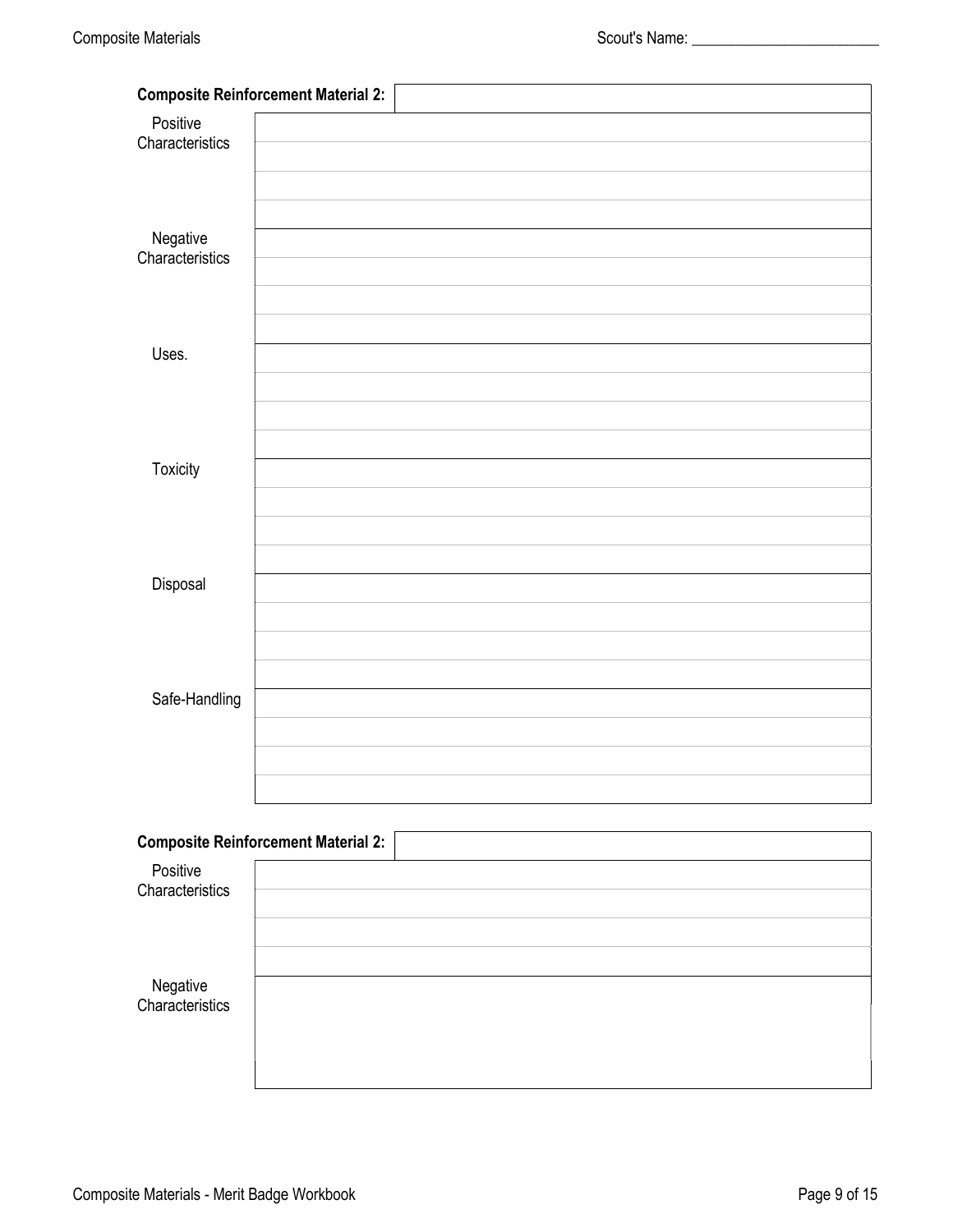**Composite Reinforcement Material 2:** ____________________

| | |
|---|---|
| Positive Characteristics | |
| | |
| | |
| | |
| Negative Characteristics | |
| | |
| | |
| | |
| Uses. | |
| | |
| | |
| | |
| Toxicity | |
| | |
| | |
| | |
| Disposal | |
| | |
| | |
| | |
| Safe-Handling | |
| | |
| | |
| | |

**Composite Reinforcement Material 2:** ____________________

| | |
|---|---|
| Positive Characteristics | |
| | |
| | |
| | |
| Negative Characteristics | |
| | |
| | |
| | |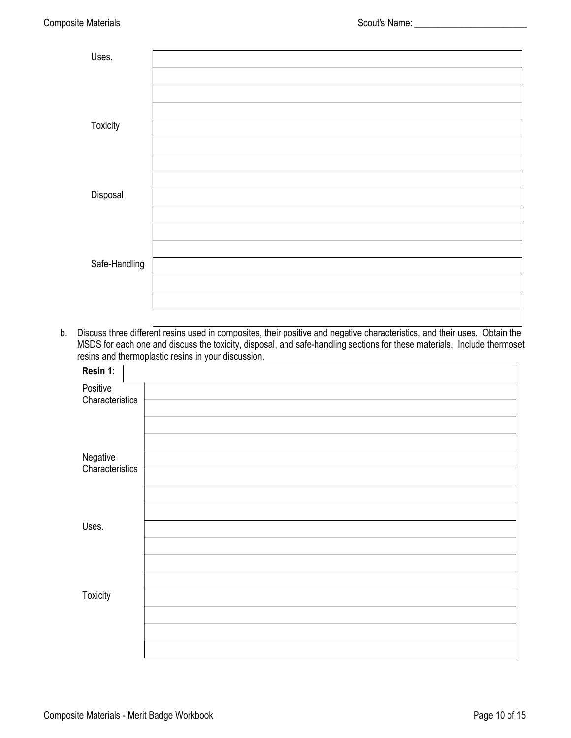| | |
|---|---|
| Uses. | |
| | |
| | |
| | |
| Toxicity | |
| | |
| | |
| | |
| Disposal | |
| | |
| | |
| | |
| Safe-Handling | |
| | |
| | |
| | |

b. Discuss three different resins used in composites, their positive and negative characteristics, and their uses. Obtain the MSDS for each one and discuss the toxicity, disposal, and safe-handling sections for these materials. Include thermoset resins and thermoplastic resins in your discussion.

| **Resin 1:** | |
|---|---|
| Positive Characteristics | |
| | |
| | |
| | |
| Negative Characteristics | |
| | |
| | |
| | |
| Uses. | |
| | |
| | |
| | |
| Toxicity | |
| | |
| | |
| | |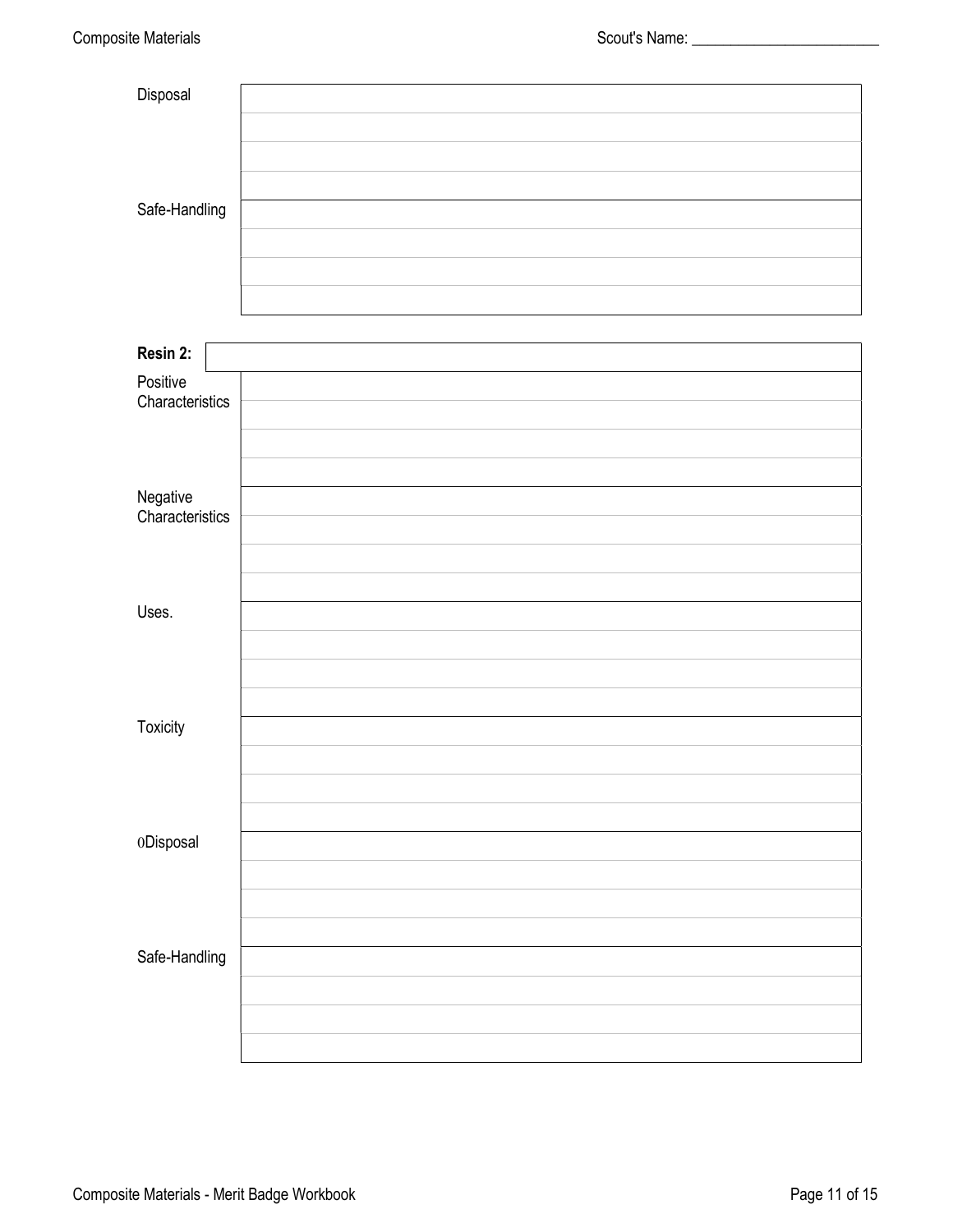| | |
|---|---|
| Disposal | |
| | |
| | |
| | |
| Safe-Handling | |
| | |
| | |
| | |

| **Resin 2:** | |
|---|---|
| Positive Characteristics | |
| | |
| | |
| | |
| Negative Characteristics | |
| | |
| | |
| | |
| Uses. | |
| | |
| | |
| | |
| Toxicity | |
| | |
| | |
| | |
| 0Disposal | |
| | |
| | |
| | |
| Safe-Handling | |
| | |
| | |
| | |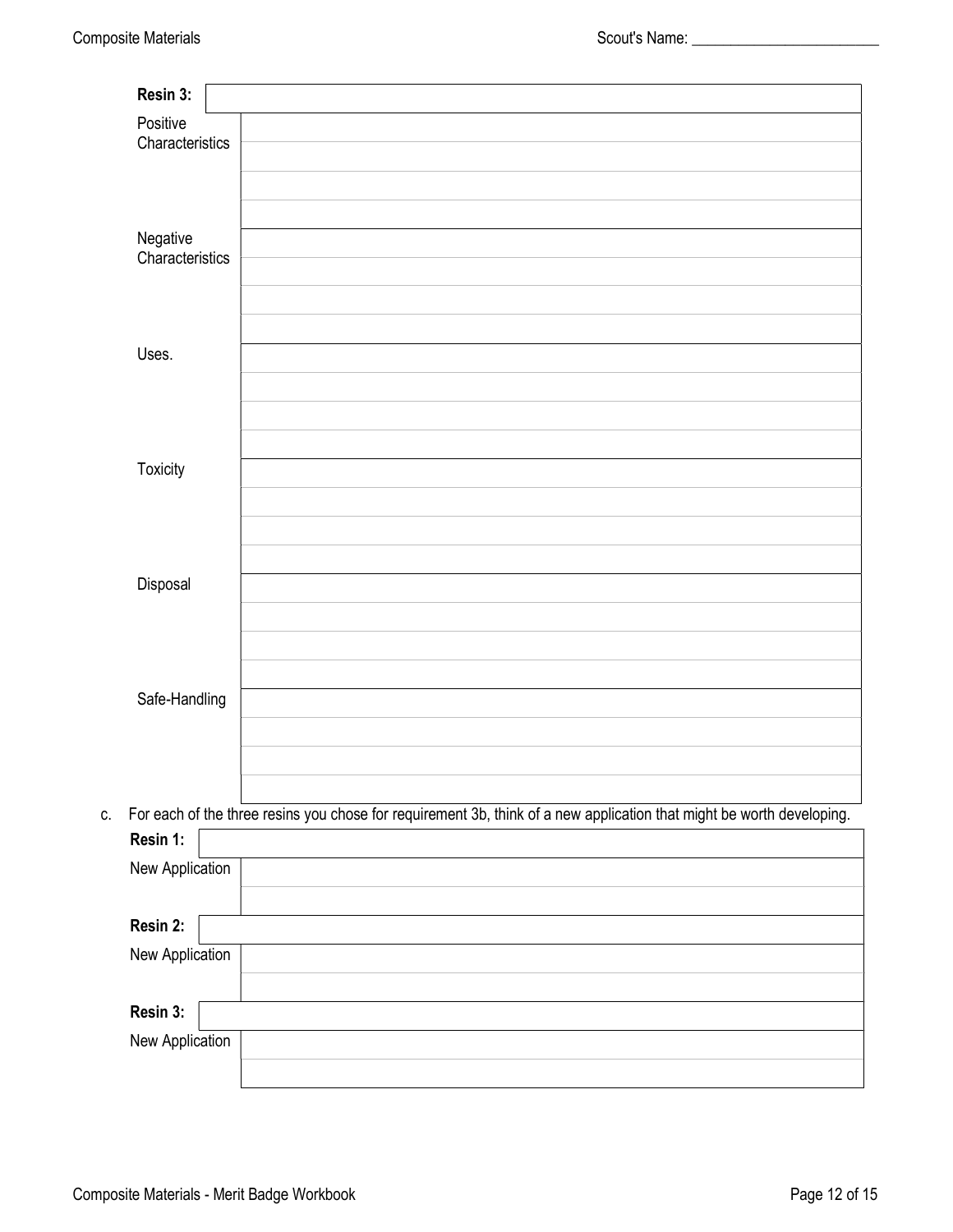| **Resin 3:** | |
|---|---|
| Positive Characteristics | |
| | |
| | |
| | |
| Negative Characteristics | |
| | |
| | |
| | |
| Uses. | |
| | |
| | |
| | |
| Toxicity | |
| | |
| | |
| | |
| Disposal | |
| | |
| | |
| | |
| Safe-Handling | |
| | |
| | |
| | |

c. For each of the three resins you chose for requirement 3b, think of a new application that might be worth developing.

| **Resin 1:** | |
|---|---|
| New Application | |
| | |
| **Resin 2:** | |
| New Application | |
| | |
| **Resin 3:** | |
| New Application | |
| | |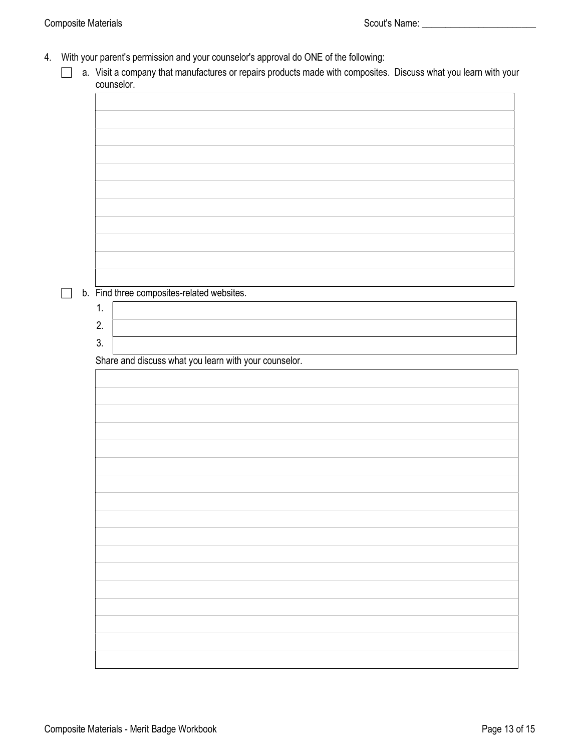4. With your parent's permission and your counselor's approval do ONE of the following:

- [ ] a. Visit a company that manufactures or repairs products made with composites. Discuss what you learn with your counselor.

- [ ] b. Find three composites-related websites.

| | |
|---|---|
| 1. | |
| 2. | |
| 3. | |

Share and discuss what you learn with your counselor.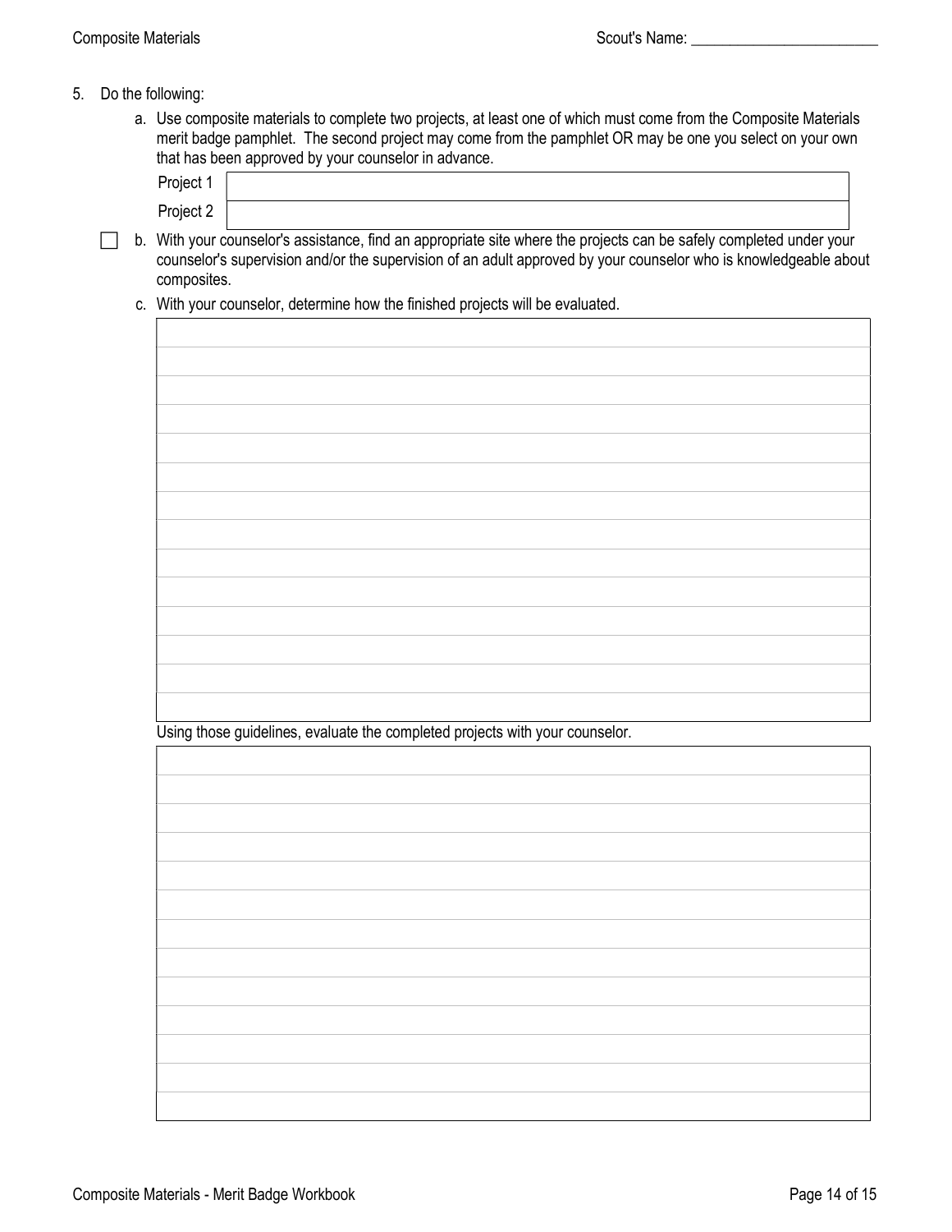5. Do the following:

   a. Use composite materials to complete two projects, at least one of which must come from the Composite Materials merit badge pamphlet. The second project may come from the pamphlet OR may be one you select on your own that has been approved by your counselor in advance.

| | |
|---|---|
| Project 1 | |
| Project 2 | |

   ☐ b. With your counselor's assistance, find an appropriate site where the projects can be safely completed under your counselor's supervision and/or the supervision of an adult approved by your counselor who is knowledgeable about composites.

   c. With your counselor, determine how the finished projects will be evaluated.

   Using those guidelines, evaluate the completed projects with your counselor.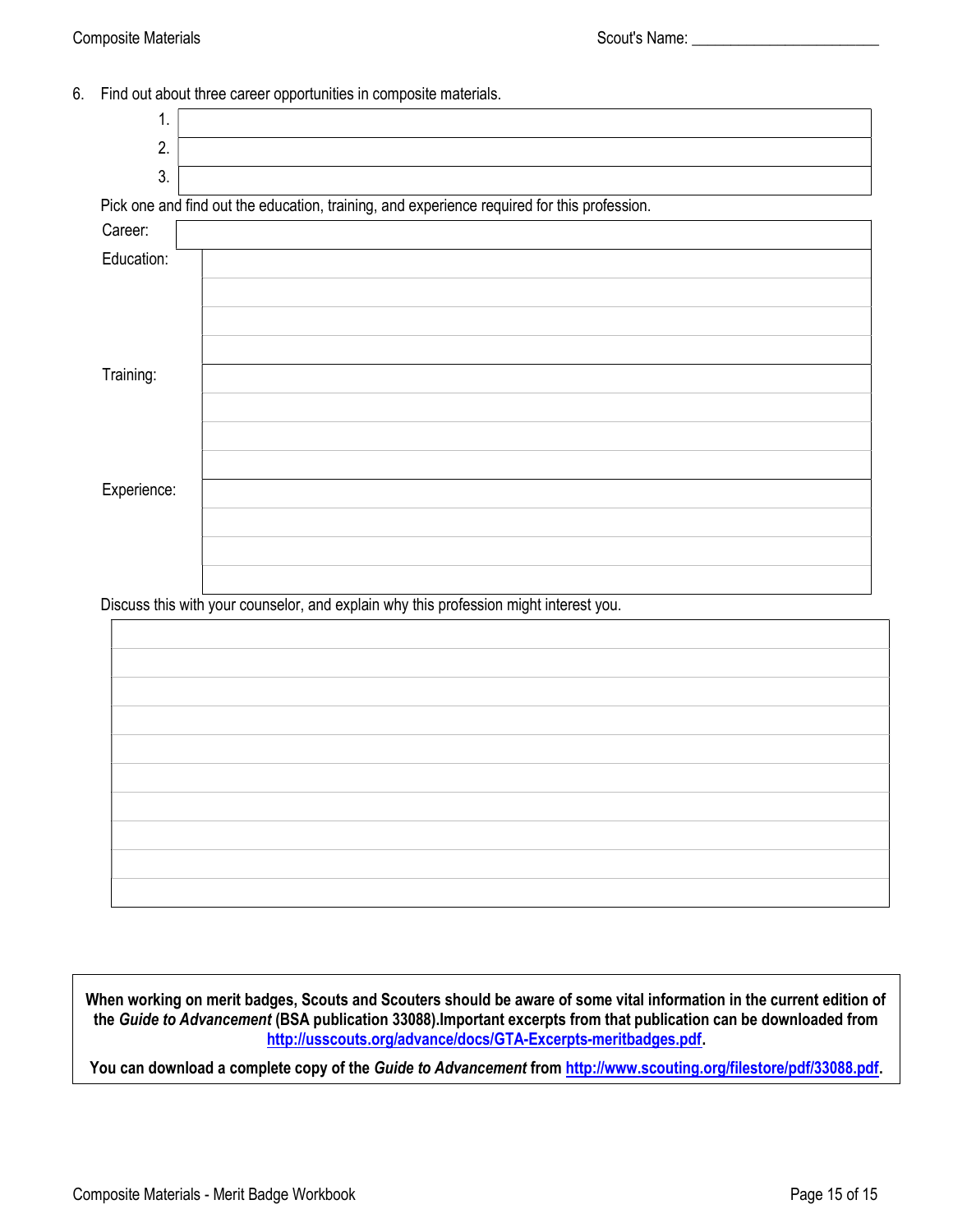6. Find out about three career opportunities in composite materials.

| | |
|---|---|
| 1. | |
| 2. | |
| 3. | |

Pick one and find out the education, training, and experience required for this profession.

| | |
|---|---|
| Career: | |
| Education: | |
| Training: | |
| Experience: | |

Discuss this with your counselor, and explain why this profession might interest you.

**When working on merit badges, Scouts and Scouters should be aware of some vital information in the current edition of the *Guide to Advancement* (BSA publication 33088).Important excerpts from that publication can be downloaded from http://usscouts.org/advance/docs/GTA-Excerpts-meritbadges.pdf.**

**You can download a complete copy of the *Guide to Advancement* from http://www.scouting.org/filestore/pdf/33088.pdf.**